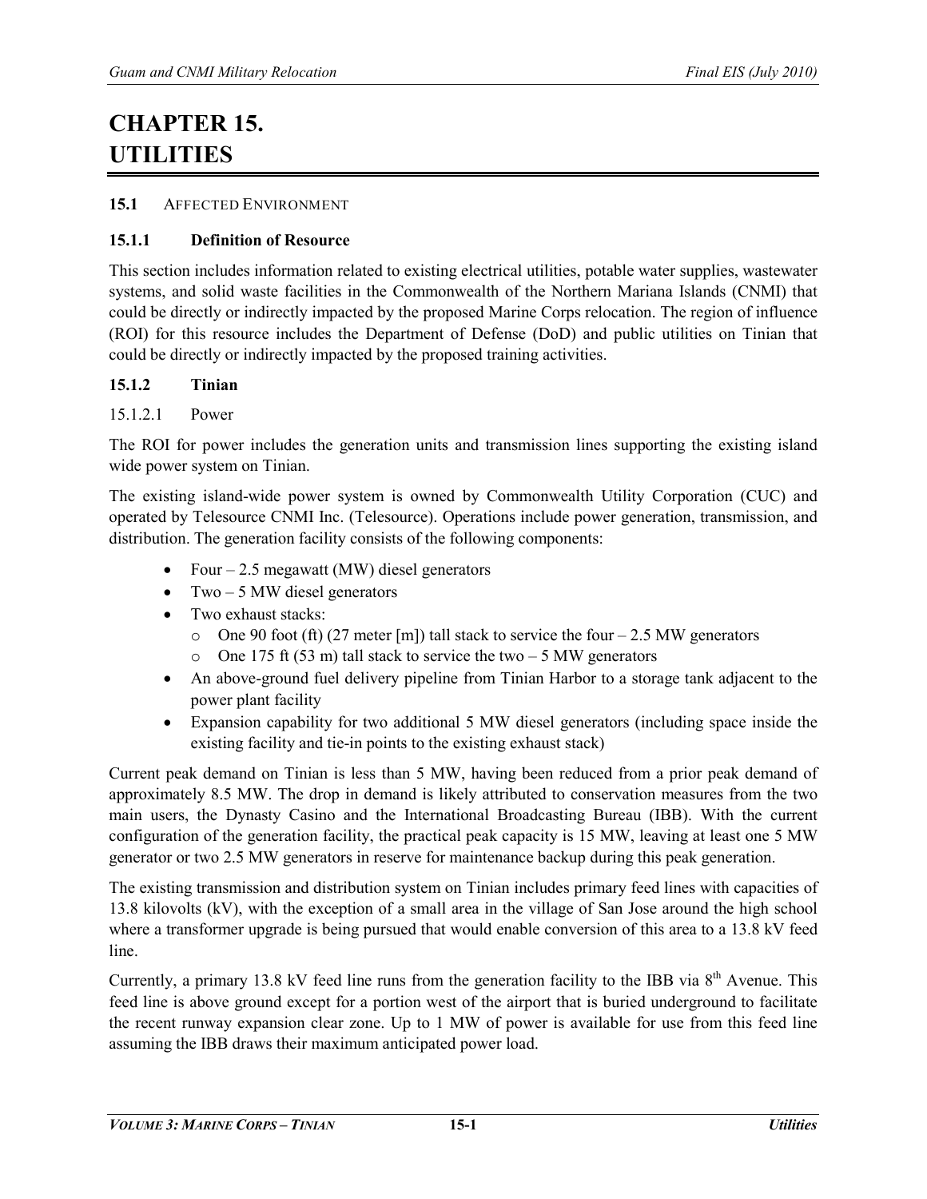# CHAPTER 15. UTILITIES

## 15.1 AFFECTED ENVIRONMENT

### 15.1.1 Definition of Resource

This section includes information related to existing electrical utilities, potable water supplies, wastewater systems, and solid waste facilities in the Commonwealth of the Northern Mariana Islands (CNMI) that could be directly or indirectly impacted by the proposed Marine Corps relocation. The region of influence (ROI) for this resource includes the Department of Defense (DoD) and public utilities on Tinian that could be directly or indirectly impacted by the proposed training activities.

### 15.1.2 Tinian

#### 15.1.2.1 Power

The ROI for power includes the generation units and transmission lines supporting the existing island wide power system on Tinian.

The existing island-wide power system is owned by Commonwealth Utility Corporation (CUC) and operated by Telesource CNMI Inc. (Telesource). Operations include power generation, transmission, and distribution. The generation facility consists of the following components:

- Four – 2.5 megawatt (MW) diesel generators
- Two – 5 MW diesel generators
- Two exhaust stacks:
  - One 90 foot (ft) (27 meter [m]) tall stack to service the four – 2.5 MW generators
  - One 175 ft (53 m) tall stack to service the two – 5 MW generators
- An above-ground fuel delivery pipeline from Tinian Harbor to a storage tank adjacent to the power plant facility
- Expansion capability for two additional 5 MW diesel generators (including space inside the existing facility and tie-in points to the existing exhaust stack)

Current peak demand on Tinian is less than 5 MW, having been reduced from a prior peak demand of approximately 8.5 MW. The drop in demand is likely attributed to conservation measures from the two main users, the Dynasty Casino and the International Broadcasting Bureau (IBB). With the current configuration of the generation facility, the practical peak capacity is 15 MW, leaving at least one 5 MW generator or two 2.5 MW generators in reserve for maintenance backup during this peak generation.

The existing transmission and distribution system on Tinian includes primary feed lines with capacities of 13.8 kilovolts (kV), with the exception of a small area in the village of San Jose around the high school where a transformer upgrade is being pursued that would enable conversion of this area to a 13.8 kV feed line.

Currently, a primary 13.8 kV feed line runs from the generation facility to the IBB via 8th Avenue. This feed line is above ground except for a portion west of the airport that is buried underground to facilitate the recent runway expansion clear zone. Up to 1 MW of power is available for use from this feed line assuming the IBB draws their maximum anticipated power load.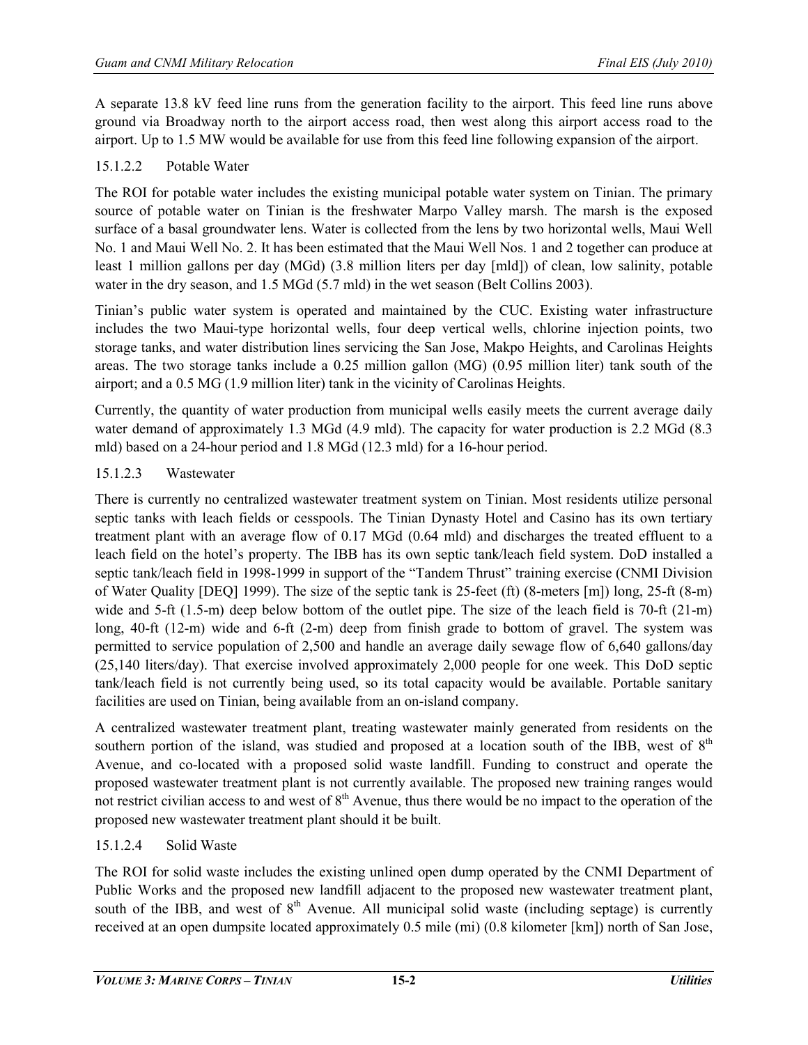A separate 13.8 kV feed line runs from the generation facility to the airport. This feed line runs above ground via Broadway north to the airport access road, then west along this airport access road to the airport. Up to 1.5 MW would be available for use from this feed line following expansion of the airport.

#### 15.1.2.2 Potable Water

The ROI for potable water includes the existing municipal potable water system on Tinian. The primary source of potable water on Tinian is the freshwater Marpo Valley marsh. The marsh is the exposed surface of a basal groundwater lens. Water is collected from the lens by two horizontal wells, Maui Well No. 1 and Maui Well No. 2. It has been estimated that the Maui Well Nos. 1 and 2 together can produce at least 1 million gallons per day (MGd) (3.8 million liters per day [mld]) of clean, low salinity, potable water in the dry season, and 1.5 MGd (5.7 mld) in the wet season (Belt Collins 2003).

Tinian's public water system is operated and maintained by the CUC. Existing water infrastructure includes the two Maui-type horizontal wells, four deep vertical wells, chlorine injection points, two storage tanks, and water distribution lines servicing the San Jose, Makpo Heights, and Carolinas Heights areas. The two storage tanks include a 0.25 million gallon (MG) (0.95 million liter) tank south of the airport; and a 0.5 MG (1.9 million liter) tank in the vicinity of Carolinas Heights.

Currently, the quantity of water production from municipal wells easily meets the current average daily water demand of approximately 1.3 MGd (4.9 mld). The capacity for water production is 2.2 MGd (8.3 mld) based on a 24-hour period and 1.8 MGd (12.3 mld) for a 16-hour period.

#### 15.1.2.3 Wastewater

There is currently no centralized wastewater treatment system on Tinian. Most residents utilize personal septic tanks with leach fields or cesspools. The Tinian Dynasty Hotel and Casino has its own tertiary treatment plant with an average flow of 0.17 MGd (0.64 mld) and discharges the treated effluent to a leach field on the hotel's property. The IBB has its own septic tank/leach field system. DoD installed a septic tank/leach field in 1998-1999 in support of the "Tandem Thrust" training exercise (CNMI Division of Water Quality [DEQ] 1999). The size of the septic tank is 25-feet (ft) (8-meters [m]) long, 25-ft (8-m) wide and 5-ft (1.5-m) deep below bottom of the outlet pipe. The size of the leach field is 70-ft (21-m) long, 40-ft (12-m) wide and 6-ft (2-m) deep from finish grade to bottom of gravel. The system was permitted to service population of 2,500 and handle an average daily sewage flow of 6,640 gallons/day (25,140 liters/day). That exercise involved approximately 2,000 people for one week. This DoD septic tank/leach field is not currently being used, so its total capacity would be available. Portable sanitary facilities are used on Tinian, being available from an on-island company.

A centralized wastewater treatment plant, treating wastewater mainly generated from residents on the southern portion of the island, was studied and proposed at a location south of the IBB, west of 8th Avenue, and co-located with a proposed solid waste landfill. Funding to construct and operate the proposed wastewater treatment plant is not currently available. The proposed new training ranges would not restrict civilian access to and west of 8th Avenue, thus there would be no impact to the operation of the proposed new wastewater treatment plant should it be built.

#### 15.1.2.4 Solid Waste

The ROI for solid waste includes the existing unlined open dump operated by the CNMI Department of Public Works and the proposed new landfill adjacent to the proposed new wastewater treatment plant, south of the IBB, and west of 8th Avenue. All municipal solid waste (including septage) is currently received at an open dumpsite located approximately 0.5 mile (mi) (0.8 kilometer [km]) north of San Jose,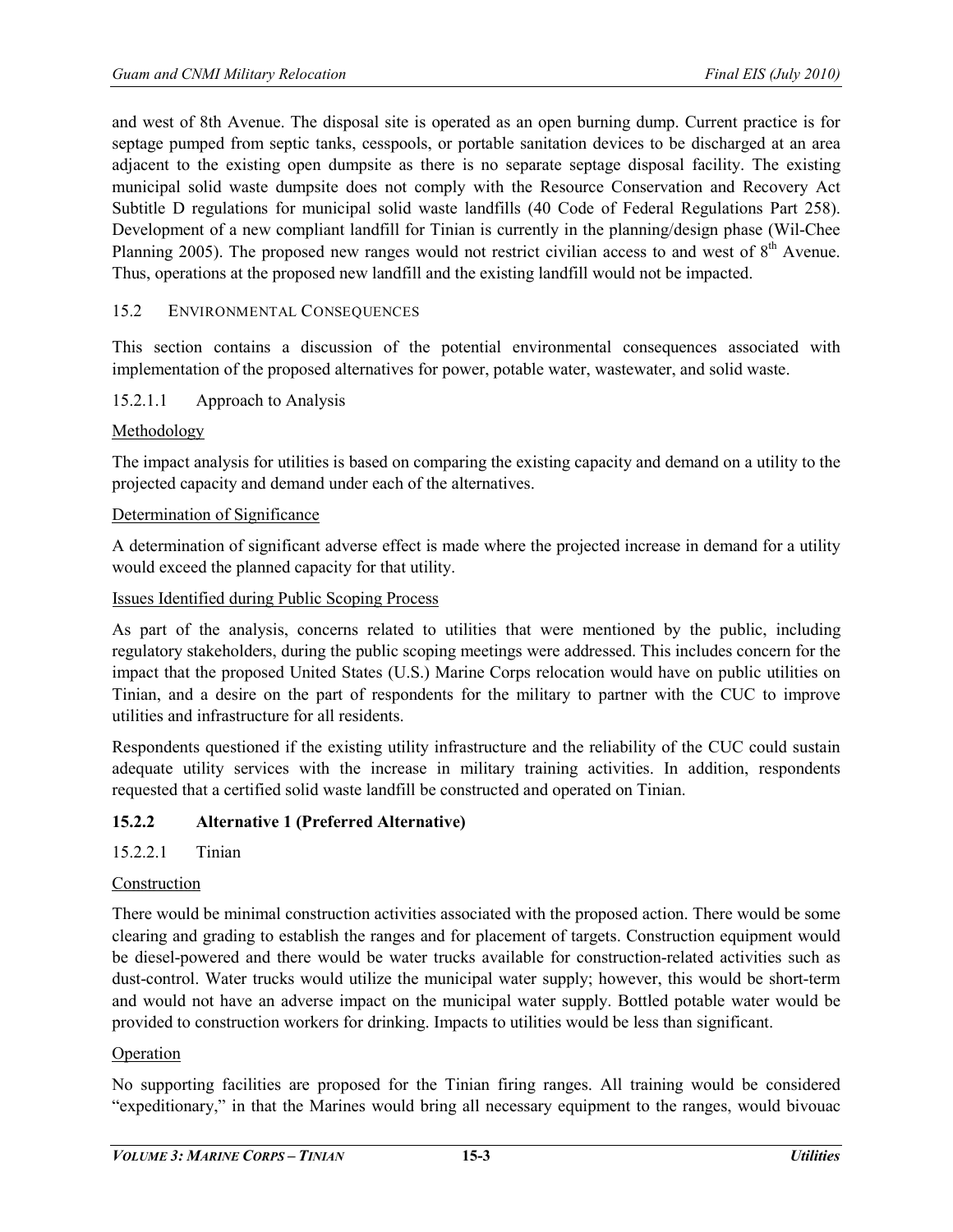and west of 8th Avenue. The disposal site is operated as an open burning dump. Current practice is for septage pumped from septic tanks, cesspools, or portable sanitation devices to be discharged at an area adjacent to the existing open dumpsite as there is no separate septage disposal facility. The existing municipal solid waste dumpsite does not comply with the Resource Conservation and Recovery Act Subtitle D regulations for municipal solid waste landfills (40 Code of Federal Regulations Part 258). Development of a new compliant landfill for Tinian is currently in the planning/design phase (Wil-Chee Planning 2005). The proposed new ranges would not restrict civilian access to and west of 8th Avenue. Thus, operations at the proposed new landfill and the existing landfill would not be impacted.

## 15.2 ENVIRONMENTAL CONSEQUENCES

This section contains a discussion of the potential environmental consequences associated with implementation of the proposed alternatives for power, potable water, wastewater, and solid waste.

#### 15.2.1.1 Approach to Analysis

Methodology

The impact analysis for utilities is based on comparing the existing capacity and demand on a utility to the projected capacity and demand under each of the alternatives.

Determination of Significance

A determination of significant adverse effect is made where the projected increase in demand for a utility would exceed the planned capacity for that utility.

Issues Identified during Public Scoping Process

As part of the analysis, concerns related to utilities that were mentioned by the public, including regulatory stakeholders, during the public scoping meetings were addressed. This includes concern for the impact that the proposed United States (U.S.) Marine Corps relocation would have on public utilities on Tinian, and a desire on the part of respondents for the military to partner with the CUC to improve utilities and infrastructure for all residents.

Respondents questioned if the existing utility infrastructure and the reliability of the CUC could sustain adequate utility services with the increase in military training activities. In addition, respondents requested that a certified solid waste landfill be constructed and operated on Tinian.

### 15.2.2 Alternative 1 (Preferred Alternative)

#### 15.2.2.1 Tinian

Construction

There would be minimal construction activities associated with the proposed action. There would be some clearing and grading to establish the ranges and for placement of targets. Construction equipment would be diesel-powered and there would be water trucks available for construction-related activities such as dust-control. Water trucks would utilize the municipal water supply; however, this would be short-term and would not have an adverse impact on the municipal water supply. Bottled potable water would be provided to construction workers for drinking. Impacts to utilities would be less than significant.

Operation

No supporting facilities are proposed for the Tinian firing ranges. All training would be considered "expeditionary," in that the Marines would bring all necessary equipment to the ranges, would bivouac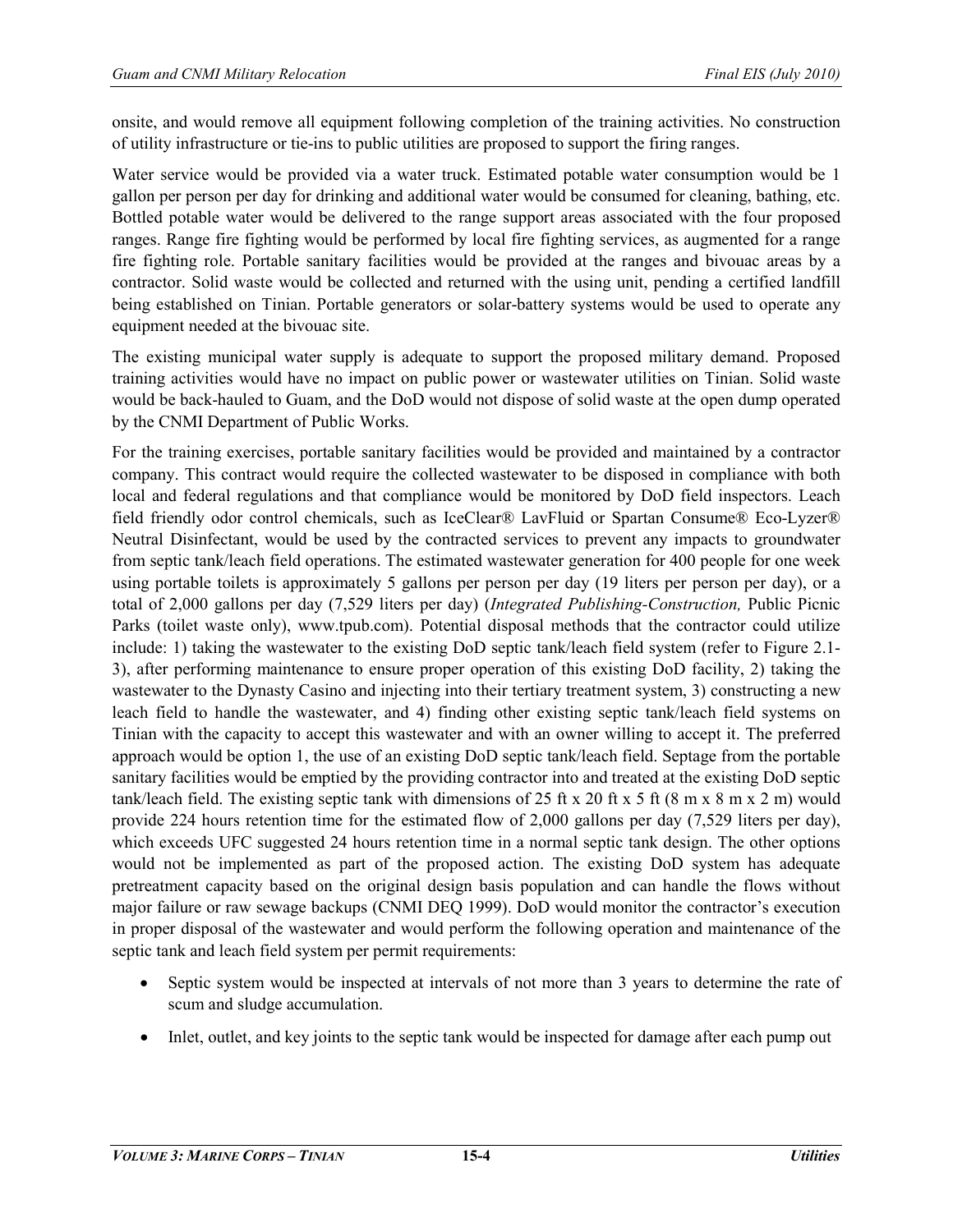onsite, and would remove all equipment following completion of the training activities. No construction of utility infrastructure or tie-ins to public utilities are proposed to support the firing ranges.

Water service would be provided via a water truck. Estimated potable water consumption would be 1 gallon per person per day for drinking and additional water would be consumed for cleaning, bathing, etc. Bottled potable water would be delivered to the range support areas associated with the four proposed ranges. Range fire fighting would be performed by local fire fighting services, as augmented for a range fire fighting role. Portable sanitary facilities would be provided at the ranges and bivouac areas by a contractor. Solid waste would be collected and returned with the using unit, pending a certified landfill being established on Tinian. Portable generators or solar-battery systems would be used to operate any equipment needed at the bivouac site.

The existing municipal water supply is adequate to support the proposed military demand. Proposed training activities would have no impact on public power or wastewater utilities on Tinian. Solid waste would be back-hauled to Guam, and the DoD would not dispose of solid waste at the open dump operated by the CNMI Department of Public Works.

For the training exercises, portable sanitary facilities would be provided and maintained by a contractor company. This contract would require the collected wastewater to be disposed in compliance with both local and federal regulations and that compliance would be monitored by DoD field inspectors. Leach field friendly odor control chemicals, such as IceClear® LavFluid or Spartan Consume® Eco-Lyzer® Neutral Disinfectant, would be used by the contracted services to prevent any impacts to groundwater from septic tank/leach field operations. The estimated wastewater generation for 400 people for one week using portable toilets is approximately 5 gallons per person per day (19 liters per person per day), or a total of 2,000 gallons per day (7,529 liters per day) (*Integrated Publishing-Construction,* Public Picnic Parks (toilet waste only), www.tpub.com). Potential disposal methods that the contractor could utilize include: 1) taking the wastewater to the existing DoD septic tank/leach field system (refer to Figure 2.1-3), after performing maintenance to ensure proper operation of this existing DoD facility, 2) taking the wastewater to the Dynasty Casino and injecting into their tertiary treatment system, 3) constructing a new leach field to handle the wastewater, and 4) finding other existing septic tank/leach field systems on Tinian with the capacity to accept this wastewater and with an owner willing to accept it. The preferred approach would be option 1, the use of an existing DoD septic tank/leach field. Septage from the portable sanitary facilities would be emptied by the providing contractor into and treated at the existing DoD septic tank/leach field. The existing septic tank with dimensions of 25 ft x 20 ft x 5 ft (8 m x 8 m x 2 m) would provide 224 hours retention time for the estimated flow of 2,000 gallons per day (7,529 liters per day), which exceeds UFC suggested 24 hours retention time in a normal septic tank design. The other options would not be implemented as part of the proposed action. The existing DoD system has adequate pretreatment capacity based on the original design basis population and can handle the flows without major failure or raw sewage backups (CNMI DEQ 1999). DoD would monitor the contractor's execution in proper disposal of the wastewater and would perform the following operation and maintenance of the septic tank and leach field system per permit requirements:

- Septic system would be inspected at intervals of not more than 3 years to determine the rate of scum and sludge accumulation.
- Inlet, outlet, and key joints to the septic tank would be inspected for damage after each pump out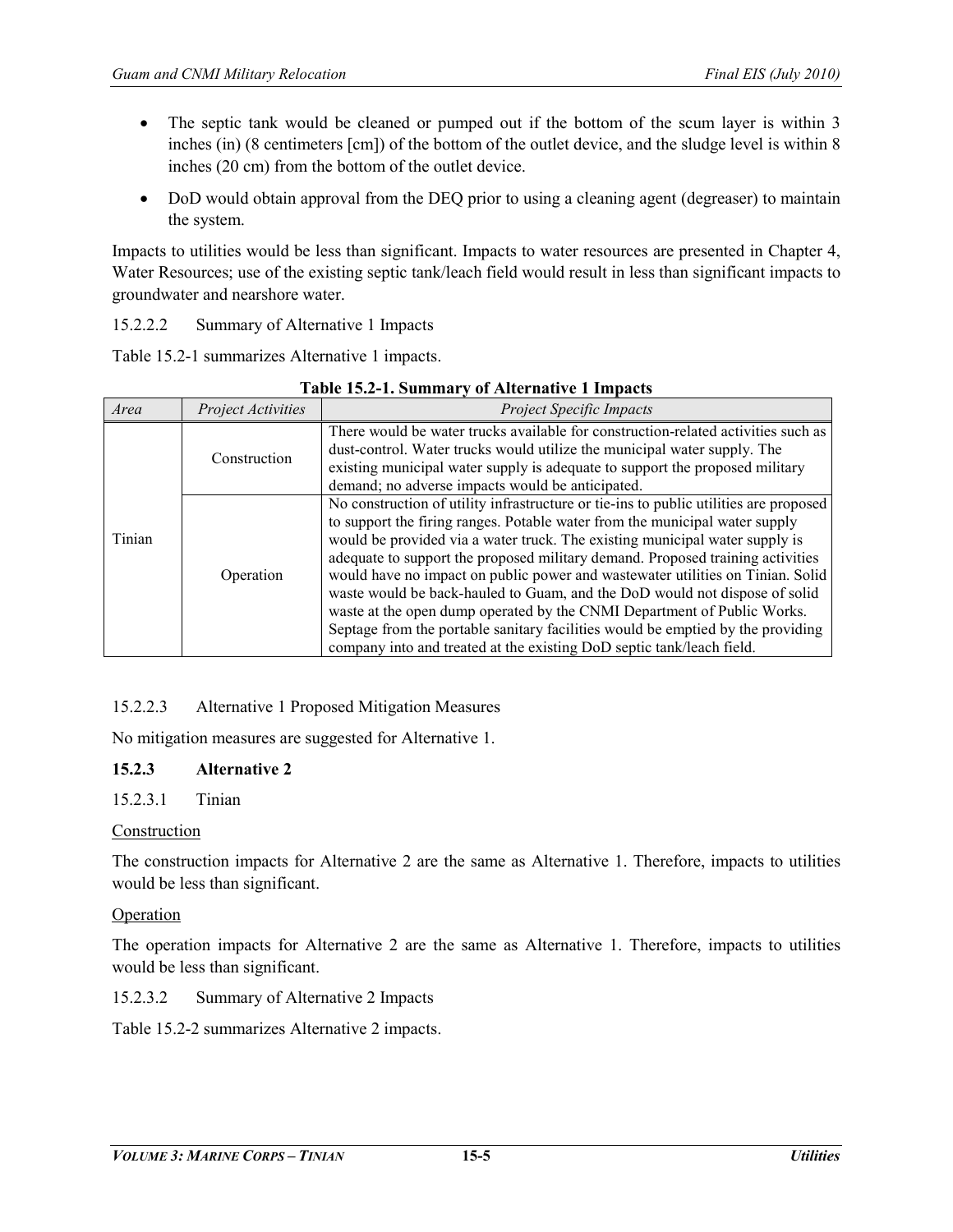- The septic tank would be cleaned or pumped out if the bottom of the scum layer is within 3 inches (in) (8 centimeters [cm]) of the bottom of the outlet device, and the sludge level is within 8 inches (20 cm) from the bottom of the outlet device.
- DoD would obtain approval from the DEQ prior to using a cleaning agent (degreaser) to maintain the system.

Impacts to utilities would be less than significant. Impacts to water resources are presented in Chapter 4, Water Resources; use of the existing septic tank/leach field would result in less than significant impacts to groundwater and nearshore water.

15.2.2.2 Summary of Alternative 1 Impacts

Table 15.2-1 summarizes Alternative 1 impacts.

**Table 15.2-1. Summary of Alternative 1 Impacts**

| *Area* | *Project Activities* | *Project Specific Impacts* |
|---|---|---|
| Tinian | Construction | There would be water trucks available for construction-related activities such as dust-control. Water trucks would utilize the municipal water supply. The existing municipal water supply is adequate to support the proposed military demand; no adverse impacts would be anticipated. |
| | Operation | No construction of utility infrastructure or tie-ins to public utilities are proposed to support the firing ranges. Potable water from the municipal water supply would be provided via a water truck. The existing municipal water supply is adequate to support the proposed military demand. Proposed training activities would have no impact on public power and wastewater utilities on Tinian. Solid waste would be back-hauled to Guam, and the DoD would not dispose of solid waste at the open dump operated by the CNMI Department of Public Works. Septage from the portable sanitary facilities would be emptied by the providing company into and treated at the existing DoD septic tank/leach field. |

15.2.2.3 Alternative 1 Proposed Mitigation Measures

No mitigation measures are suggested for Alternative 1.

### 15.2.3 Alternative 2

15.2.3.1 Tinian

<u>Construction</u>

The construction impacts for Alternative 2 are the same as Alternative 1. Therefore, impacts to utilities would be less than significant.

<u>Operation</u>

The operation impacts for Alternative 2 are the same as Alternative 1. Therefore, impacts to utilities would be less than significant.

15.2.3.2 Summary of Alternative 2 Impacts

Table 15.2-2 summarizes Alternative 2 impacts.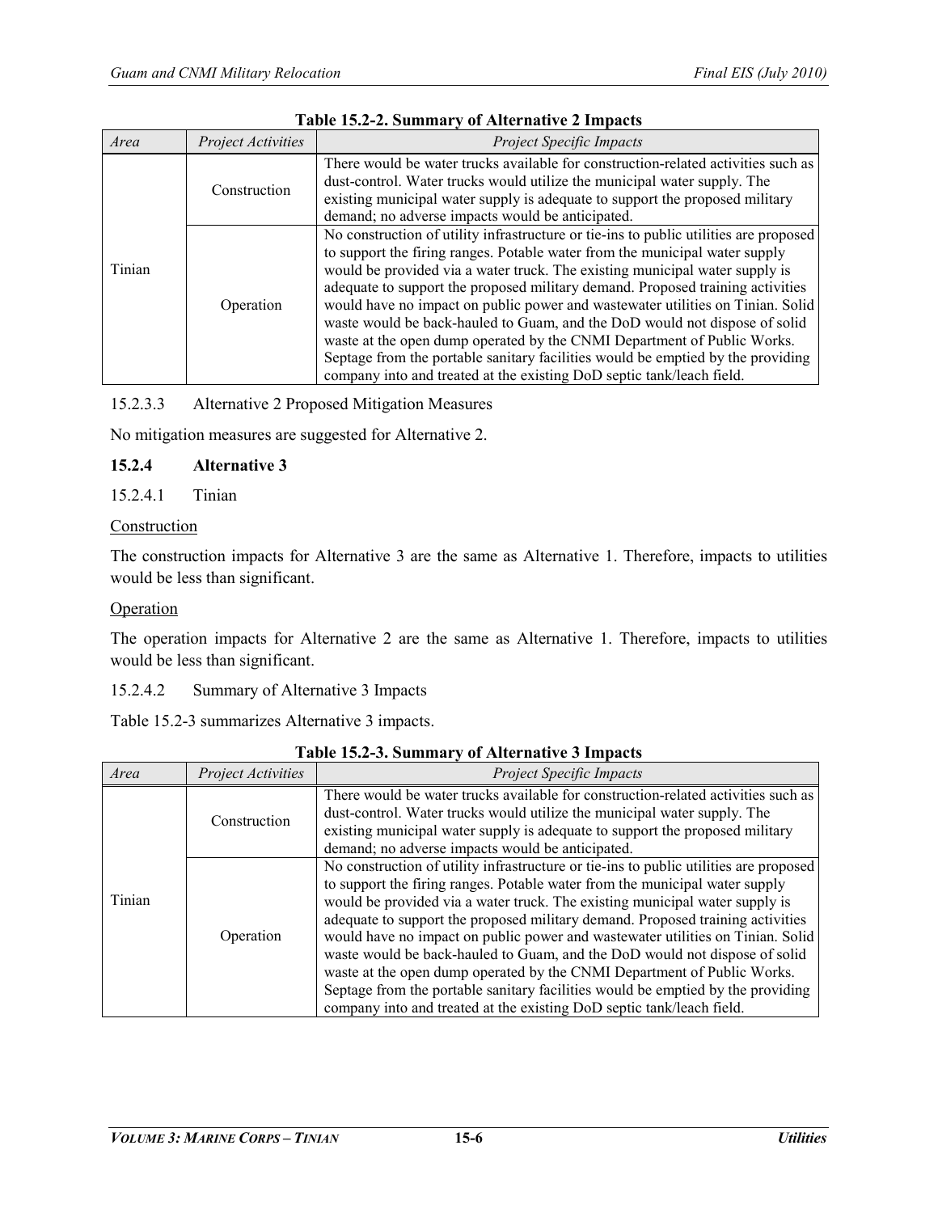**Table 15.2-2. Summary of Alternative 2 Impacts**

| *Area* | *Project Activities* | *Project Specific Impacts* |
|---|---|---|
| Tinian | Construction | There would be water trucks available for construction-related activities such as dust-control. Water trucks would utilize the municipal water supply. The existing municipal water supply is adequate to support the proposed military demand; no adverse impacts would be anticipated. |
| | Operation | No construction of utility infrastructure or tie-ins to public utilities are proposed to support the firing ranges. Potable water from the municipal water supply would be provided via a water truck. The existing municipal water supply is adequate to support the proposed military demand. Proposed training activities would have no impact on public power and wastewater utilities on Tinian. Solid waste would be back-hauled to Guam, and the DoD would not dispose of solid waste at the open dump operated by the CNMI Department of Public Works. Septage from the portable sanitary facilities would be emptied by the providing company into and treated at the existing DoD septic tank/leach field. |

15.2.3.3 Alternative 2 Proposed Mitigation Measures

No mitigation measures are suggested for Alternative 2.

### 15.2.4 Alternative 3

15.2.4.1 Tinian

Construction

The construction impacts for Alternative 3 are the same as Alternative 1. Therefore, impacts to utilities would be less than significant.

Operation

The operation impacts for Alternative 2 are the same as Alternative 1. Therefore, impacts to utilities would be less than significant.

15.2.4.2 Summary of Alternative 3 Impacts

Table 15.2-3 summarizes Alternative 3 impacts.

**Table 15.2-3. Summary of Alternative 3 Impacts**

| *Area* | *Project Activities* | *Project Specific Impacts* |
|---|---|---|
| Tinian | Construction | There would be water trucks available for construction-related activities such as dust-control. Water trucks would utilize the municipal water supply. The existing municipal water supply is adequate to support the proposed military demand; no adverse impacts would be anticipated. |
| | Operation | No construction of utility infrastructure or tie-ins to public utilities are proposed to support the firing ranges. Potable water from the municipal water supply would be provided via a water truck. The existing municipal water supply is adequate to support the proposed military demand. Proposed training activities would have no impact on public power and wastewater utilities on Tinian. Solid waste would be back-hauled to Guam, and the DoD would not dispose of solid waste at the open dump operated by the CNMI Department of Public Works. Septage from the portable sanitary facilities would be emptied by the providing company into and treated at the existing DoD septic tank/leach field. |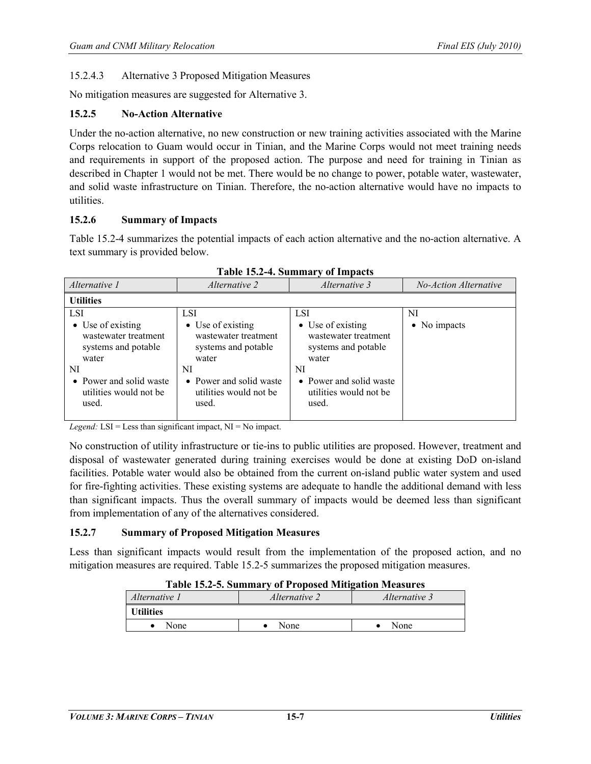#### 15.2.4.3 Alternative 3 Proposed Mitigation Measures

No mitigation measures are suggested for Alternative 3.

### 15.2.5 No-Action Alternative

Under the no-action alternative, no new construction or new training activities associated with the Marine Corps relocation to Guam would occur in Tinian, and the Marine Corps would not meet training needs and requirements in support of the proposed action. The purpose and need for training in Tinian as described in Chapter 1 would not be met. There would be no change to power, potable water, wastewater, and solid waste infrastructure on Tinian. Therefore, the no-action alternative would have no impacts to utilities.

### 15.2.6 Summary of Impacts

Table 15.2-4 summarizes the potential impacts of each action alternative and the no-action alternative. A text summary is provided below.

**Table 15.2-4. Summary of Impacts**

| *Alternative 1* | *Alternative 2* | *Alternative 3* | *No-Action Alternative* |
|---|---|---|---|
| **Utilities** | | | |
| LSI<br>• Use of existing wastewater treatment systems and potable water<br>NI<br>• Power and solid waste utilities would not be used. | LSI<br>• Use of existing wastewater treatment systems and potable water<br>NI<br>• Power and solid waste utilities would not be used. | LSI<br>• Use of existing wastewater treatment systems and potable water<br>NI<br>• Power and solid waste utilities would not be used. | NI<br>• No impacts |

*Legend:* LSI = Less than significant impact, NI = No impact.

No construction of utility infrastructure or tie-ins to public utilities are proposed. However, treatment and disposal of wastewater generated during training exercises would be done at existing DoD on-island facilities. Potable water would also be obtained from the current on-island public water system and used for fire-fighting activities. These existing systems are adequate to handle the additional demand with less than significant impacts. Thus the overall summary of impacts would be deemed less than significant from implementation of any of the alternatives considered.

### 15.2.7 Summary of Proposed Mitigation Measures

Less than significant impacts would result from the implementation of the proposed action, and no mitigation measures are required. Table 15.2-5 summarizes the proposed mitigation measures.

**Table 15.2-5. Summary of Proposed Mitigation Measures**

| *Alternative 1* | *Alternative 2* | *Alternative 3* |
|---|---|---|
| **Utilities** | | |
| • None | • None | • None |